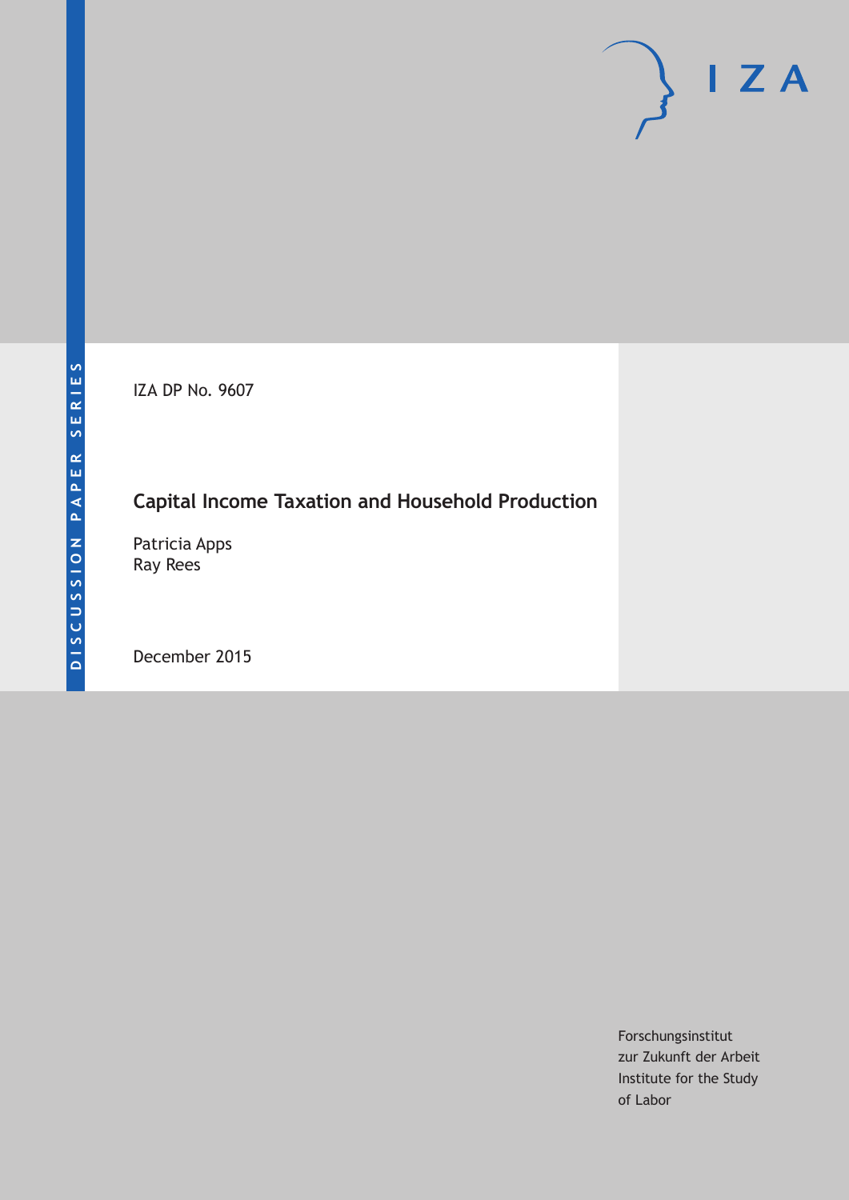DISCUSSION PAPER SERIES

IZA DP No. 9607

# Capital Income Taxation and Household Production

Patricia Apps
Ray Rees

December 2015

Forschungsinstitut
zur Zukunft der Arbeit
Institute for the Study
of Labor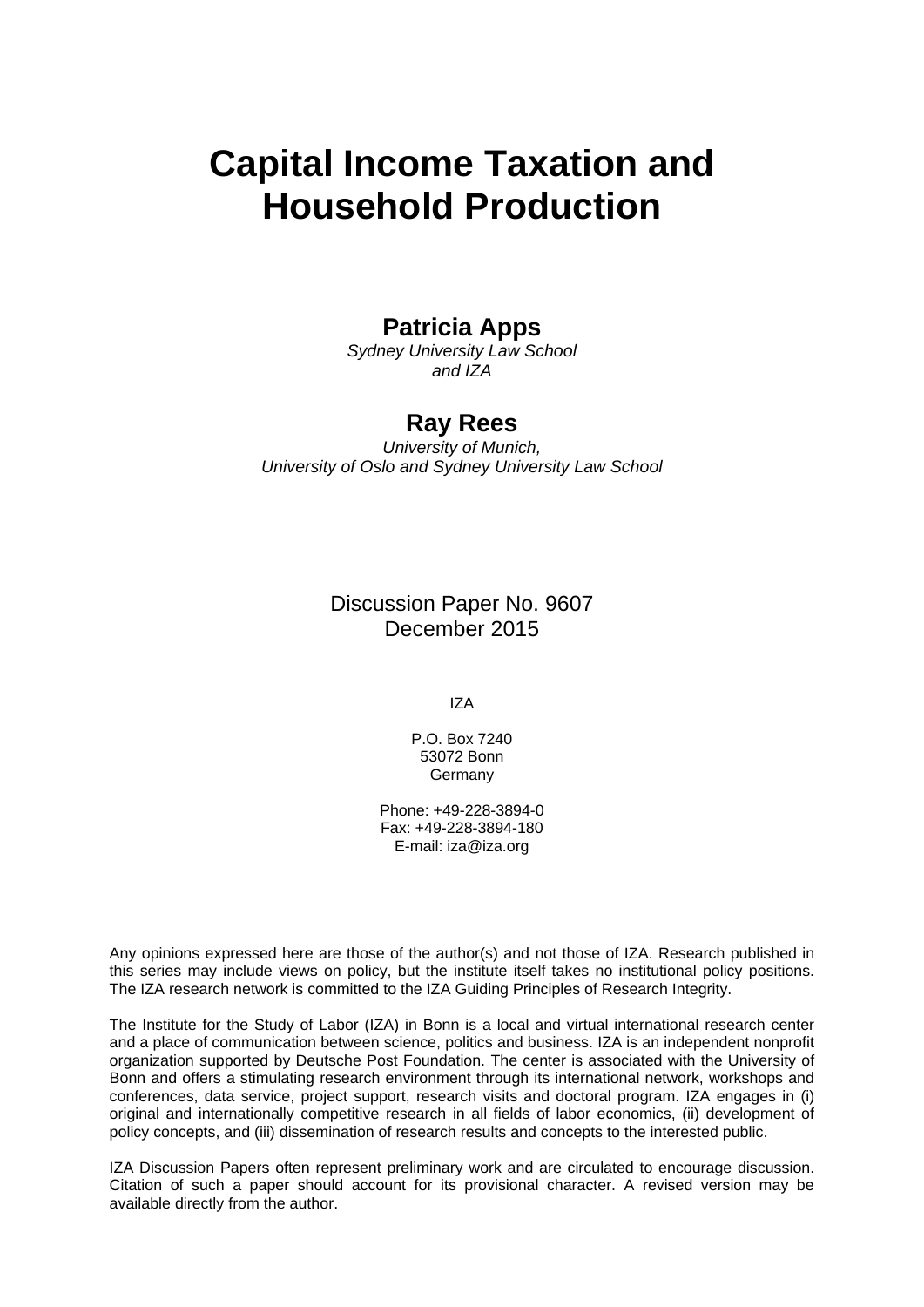# Capital Income Taxation and Household Production

**Patricia Apps**
*Sydney University Law School*
*and IZA*

**Ray Rees**
*University of Munich,*
*University of Oslo and Sydney University Law School*

Discussion Paper No. 9607
December 2015

IZA

P.O. Box 7240
53072 Bonn
Germany

Phone: +49-228-3894-0
Fax: +49-228-3894-180
E-mail: iza@iza.org

Any opinions expressed here are those of the author(s) and not those of IZA. Research published in this series may include views on policy, but the institute itself takes no institutional policy positions. The IZA research network is committed to the IZA Guiding Principles of Research Integrity.

The Institute for the Study of Labor (IZA) in Bonn is a local and virtual international research center and a place of communication between science, politics and business. IZA is an independent nonprofit organization supported by Deutsche Post Foundation. The center is associated with the University of Bonn and offers a stimulating research environment through its international network, workshops and conferences, data service, project support, research visits and doctoral program. IZA engages in (i) original and internationally competitive research in all fields of labor economics, (ii) development of policy concepts, and (iii) dissemination of research results and concepts to the interested public.

IZA Discussion Papers often represent preliminary work and are circulated to encourage discussion. Citation of such a paper should account for its provisional character. A revised version may be available directly from the author.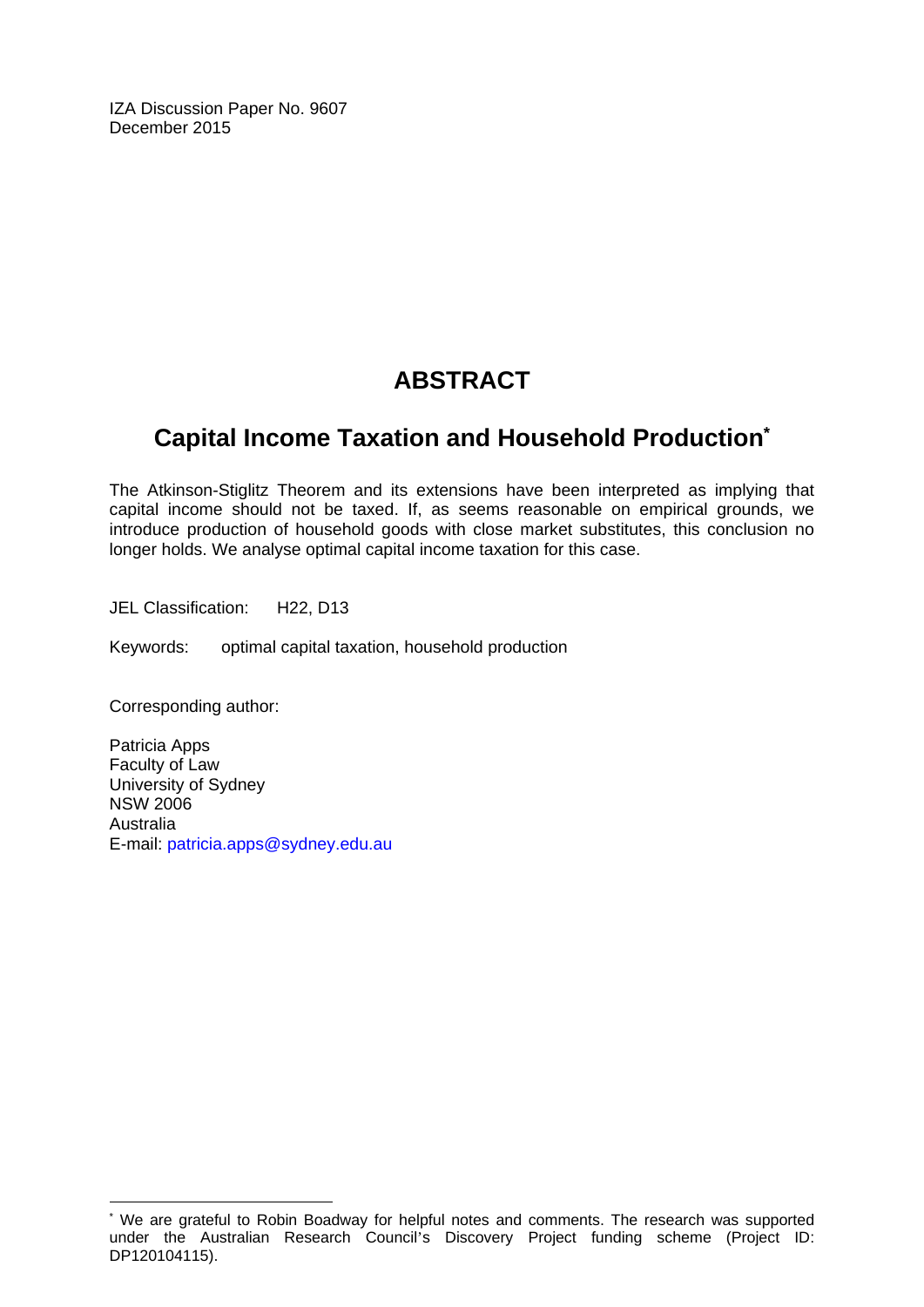IZA Discussion Paper No. 9607
December 2015

# ABSTRACT

## Capital Income Taxation and Household Production[*]

The Atkinson-Stiglitz Theorem and its extensions have been interpreted as implying that capital income should not be taxed. If, as seems reasonable on empirical grounds, we introduce production of household goods with close market substitutes, this conclusion no longer holds. We analyse optimal capital income taxation for this case.

JEL Classification: H22, D13

Keywords: optimal capital taxation, household production

Corresponding author:

Patricia Apps
Faculty of Law
University of Sydney
NSW 2006
Australia
E-mail: patricia.apps@sydney.edu.au

[*] We are grateful to Robin Boadway for helpful notes and comments. The research was supported under the Australian Research Council's Discovery Project funding scheme (Project ID: DP120104115).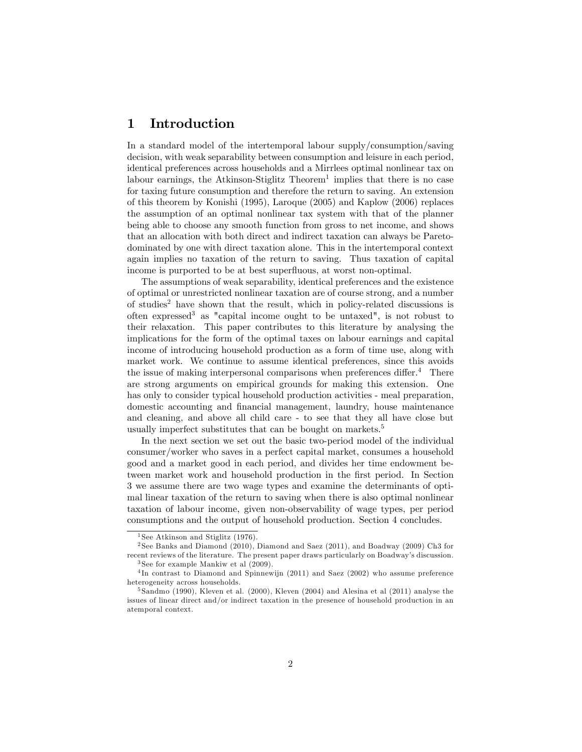# 1 Introduction

In a standard model of the intertemporal labour supply/consumption/saving decision, with weak separability between consumption and leisure in each period, identical preferences across households and a Mirrlees optimal nonlinear tax on labour earnings, the Atkinson-Stiglitz Theorem[1] implies that there is no case for taxing future consumption and therefore the return to saving. An extension of this theorem by Konishi (1995), Laroque (2005) and Kaplow (2006) replaces the assumption of an optimal nonlinear tax system with that of the planner being able to choose any smooth function from gross to net income, and shows that an allocation with both direct and indirect taxation can always be Pareto-dominated by one with direct taxation alone. This in the intertemporal context again implies no taxation of the return to saving. Thus taxation of capital income is purported to be at best superfluous, at worst non-optimal.

The assumptions of weak separability, identical preferences and the existence of optimal or unrestricted nonlinear taxation are of course strong, and a number of studies[2] have shown that the result, which in policy-related discussions is often expressed[3] as "capital income ought to be untaxed", is not robust to their relaxation. This paper contributes to this literature by analysing the implications for the form of the optimal taxes on labour earnings and capital income of introducing household production as a form of time use, along with market work. We continue to assume identical preferences, since this avoids the issue of making interpersonal comparisons when preferences differ.[4] There are strong arguments on empirical grounds for making this extension. One has only to consider typical household production activities - meal preparation, domestic accounting and financial management, laundry, house maintenance and cleaning, and above all child care - to see that they all have close but usually imperfect substitutes that can be bought on markets.[5]

In the next section we set out the basic two-period model of the individual consumer/worker who saves in a perfect capital market, consumes a household good and a market good in each period, and divides her time endowment between market work and household production in the first period. In Section 3 we assume there are two wage types and examine the determinants of optimal linear taxation of the return to saving when there is also optimal nonlinear taxation of labour income, given non-observability of wage types, per period consumptions and the output of household production. Section 4 concludes.

---

[1] See Atkinson and Stiglitz (1976).

[2] See Banks and Diamond (2010), Diamond and Saez (2011), and Boadway (2009) Ch3 for recent reviews of the literature. The present paper draws particularly on Boadway's discussion.

[3] See for example Mankiw et al (2009).

[4] In contrast to Diamond and Spinnewijn (2011) and Saez (2002) who assume preference heterogeneity across households.

[5] Sandmo (1990), Kleven et al. (2000), Kleven (2004) and Alesina et al (2011) analyse the issues of linear direct and/or indirect taxation in the presence of household production in an atemporal context.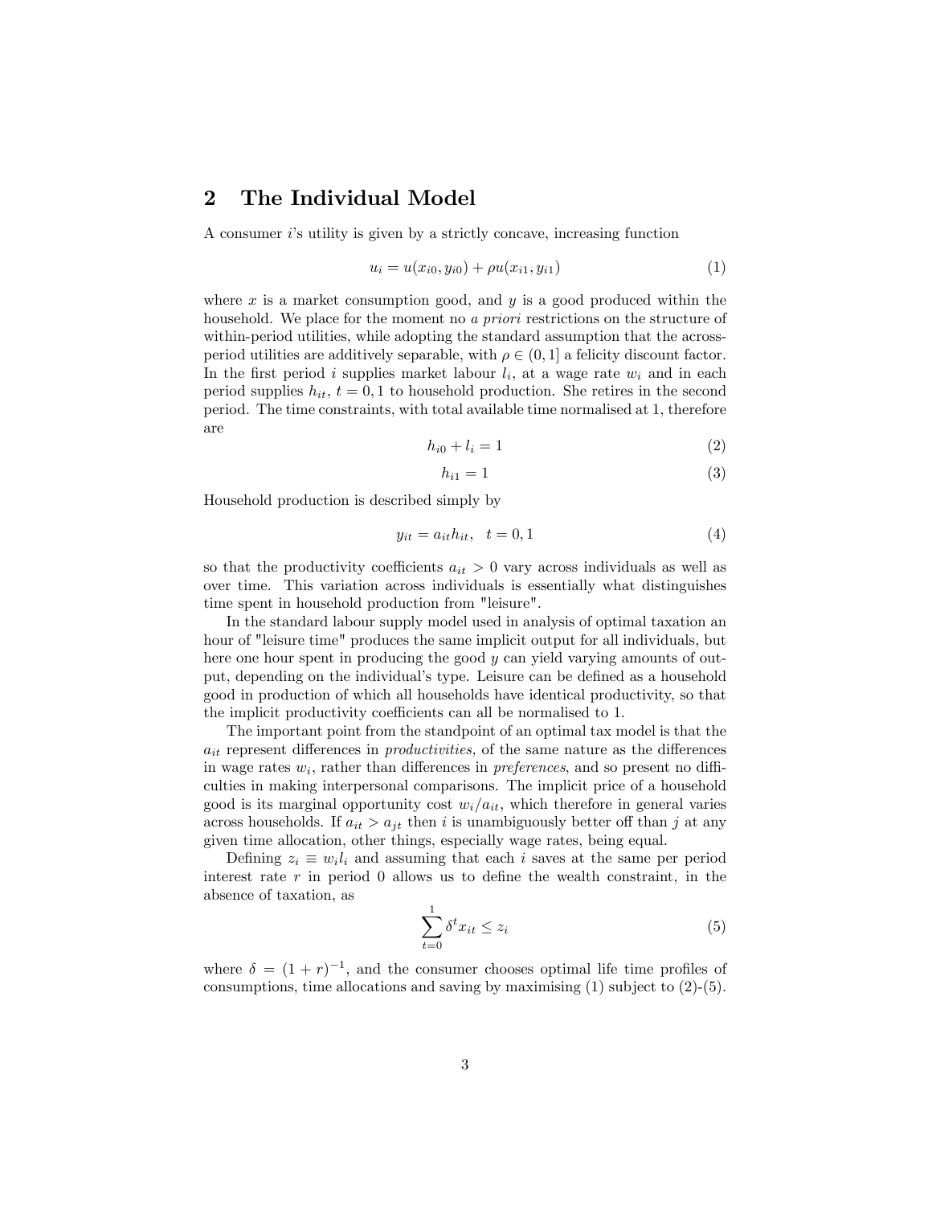## 2 The Individual Model

A consumer $i$'s utility is given by a strictly concave, increasing function

$$u_i = u(x_{i0}, y_{i0}) + \rho u(x_{i1}, y_{i1}) \tag{1}$$

where $x$ is a market consumption good, and $y$ is a good produced within the household. We place for the moment no *a priori* restrictions on the structure of within-period utilities, while adopting the standard assumption that the across-period utilities are additively separable, with $\rho \in (0, 1]$ a felicity discount factor. In the first period $i$ supplies market labour $l_i$, at a wage rate $w_i$ and in each period supplies $h_{it}$, $t = 0, 1$ to household production. She retires in the second period. The time constraints, with total available time normalised at 1, therefore are

$$h_{i0} + l_i = 1 \tag{2}$$

$$h_{i1} = 1 \tag{3}$$

Household production is described simply by

$$y_{it} = a_{it} h_{it}, \quad t = 0, 1 \tag{4}$$

so that the productivity coefficients $a_{it} > 0$ vary across individuals as well as over time. This variation across individuals is essentially what distinguishes time spent in household production from "leisure".

In the standard labour supply model used in analysis of optimal taxation an hour of "leisure time" produces the same implicit output for all individuals, but here one hour spent in producing the good $y$ can yield varying amounts of output, depending on the individual's type. Leisure can be defined as a household good in production of which all households have identical productivity, so that the implicit productivity coefficients can all be normalised to 1.

The important point from the standpoint of an optimal tax model is that the $a_{it}$ represent differences in *productivities,* of the same nature as the differences in wage rates $w_i$, rather than differences in *preferences*, and so present no difficulties in making interpersonal comparisons. The implicit price of a household good is its marginal opportunity cost $w_i/a_{it}$, which therefore in general varies across households. If $a_{it} > a_{jt}$ then $i$ is unambiguously better off than $j$ at any given time allocation, other things, especially wage rates, being equal.

Defining $z_i \equiv w_i l_i$ and assuming that each $i$ saves at the same per period interest rate $r$ in period 0 allows us to define the wealth constraint, in the absence of taxation, as

$$\sum_{t=0}^{1} \delta^t x_{it} \leq z_i \tag{5}$$

where $\delta = (1 + r)^{-1}$, and the consumer chooses optimal life time profiles of consumptions, time allocations and saving by maximising (1) subject to (2)-(5).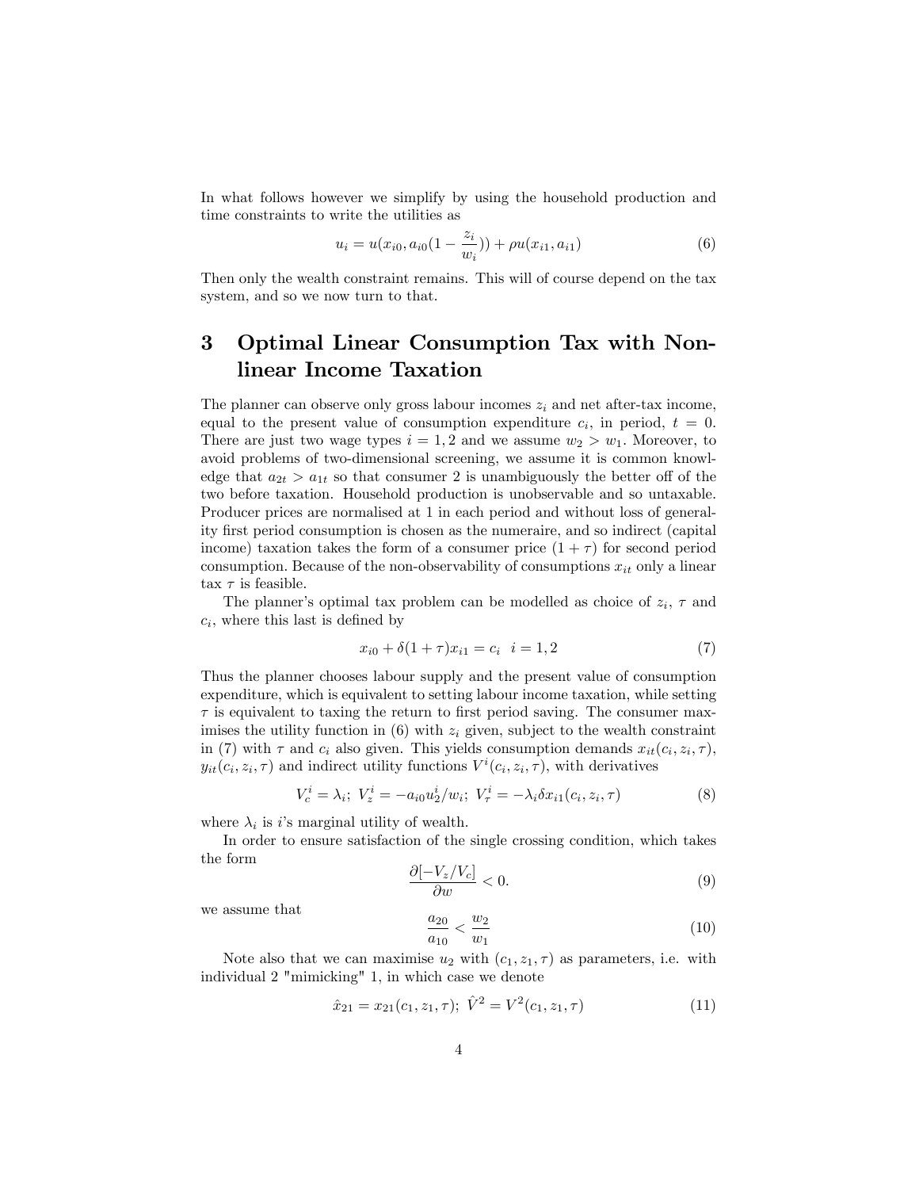In what follows however we simplify by using the household production and time constraints to write the utilities as

$$u_i = u(x_{i0}, a_{i0}(1 - \frac{z_i}{w_i})) + \rho u(x_{i1}, a_{i1}) \tag{6}$$

Then only the wealth constraint remains. This will of course depend on the tax system, and so we now turn to that.

# 3 Optimal Linear Consumption Tax with Nonlinear Income Taxation

The planner can observe only gross labour incomes $z_i$ and net after-tax income, equal to the present value of consumption expenditure $c_i$, in period, $t = 0$. There are just two wage types $i = 1, 2$ and we assume $w_2 > w_1$. Moreover, to avoid problems of two-dimensional screening, we assume it is common knowledge that $a_{2t} > a_{1t}$ so that consumer 2 is unambiguously the better off of the two before taxation. Household production is unobservable and so untaxable. Producer prices are normalised at 1 in each period and without loss of generality first period consumption is chosen as the numeraire, and so indirect (capital income) taxation takes the form of a consumer price $(1 + \tau)$ for second period consumption. Because of the non-observability of consumptions $x_{it}$ only a linear tax $\tau$ is feasible.

The planner's optimal tax problem can be modelled as choice of $z_i$, $\tau$ and $c_i$, where this last is defined by

$$x_{i0} + \delta(1 + \tau)x_{i1} = c_i \quad i = 1, 2 \tag{7}$$

Thus the planner chooses labour supply and the present value of consumption expenditure, which is equivalent to setting labour income taxation, while setting $\tau$ is equivalent to taxing the return to first period saving. The consumer maximises the utility function in (6) with $z_i$ given, subject to the wealth constraint in (7) with $\tau$ and $c_i$ also given. This yields consumption demands $x_{it}(c_i, z_i, \tau)$, $y_{it}(c_i, z_i, \tau)$ and indirect utility functions $V^i(c_i, z_i, \tau)$, with derivatives

$$V_c^i = \lambda_i; \; V_z^i = -a_{i0}u_2^i/w_i; \; V_\tau^i = -\lambda_i \delta x_{i1}(c_i, z_i, \tau) \tag{8}$$

where $\lambda_i$ is $i$'s marginal utility of wealth.

In order to ensure satisfaction of the single crossing condition, which takes the form

$$\frac{\partial[-V_z/V_c]}{\partial w} < 0. \tag{9}$$

we assume that

$$\frac{a_{20}}{a_{10}} < \frac{w_2}{w_1} \tag{10}$$

Note also that we can maximise $u_2$ with $(c_1, z_1, \tau)$ as parameters, i.e. with individual 2 "mimicking" 1, in which case we denote

$$\hat{x}_{21} = x_{21}(c_1, z_1, \tau); \; \hat{V}^2 = V^2(c_1, z_1, \tau) \tag{11}$$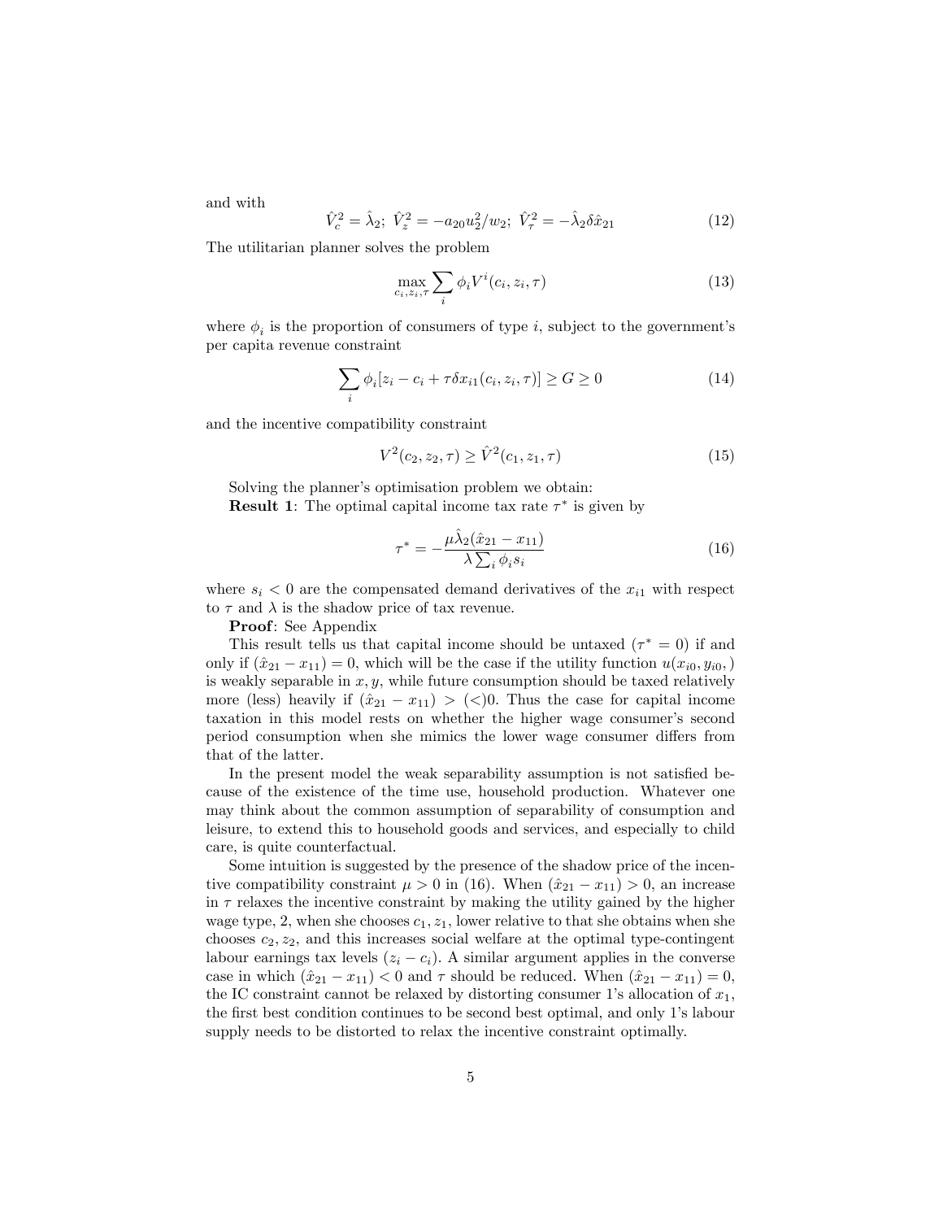and with

$$\hat{V}_c^2 = \hat{\lambda}_2;\ \hat{V}_z^2 = -a_{20}u_2^2/w_2;\ \hat{V}_\tau^2 = -\hat{\lambda}_2\delta\hat{x}_{21} \tag{12}$$

The utilitarian planner solves the problem

$$\max_{c_i, z_i, \tau} \sum_i \phi_i V^i(c_i, z_i, \tau) \tag{13}$$

where $\phi_i$ is the proportion of consumers of type $i$, subject to the government's per capita revenue constraint

$$\sum_i \phi_i [z_i - c_i + \tau\delta x_{i1}(c_i, z_i, \tau)] \geq G \geq 0 \tag{14}$$

and the incentive compatibility constraint

$$V^2(c_2, z_2, \tau) \geq \hat{V}^2(c_1, z_1, \tau) \tag{15}$$

Solving the planner's optimisation problem we obtain:
**Result 1**: The optimal capital income tax rate $\tau^*$ is given by

$$\tau^* = -\frac{\mu\hat{\lambda}_2(\hat{x}_{21} - x_{11})}{\lambda \sum_i \phi_i s_i} \tag{16}$$

where $s_i < 0$ are the compensated demand derivatives of the $x_{i1}$ with respect to $\tau$ and $\lambda$ is the shadow price of tax revenue.

**Proof**: See Appendix

This result tells us that capital income should be untaxed ($\tau^* = 0$) if and only if $(\hat{x}_{21} - x_{11}) = 0$, which will be the case if the utility function $u(x_{i0}, y_{i0},)$ is weakly separable in $x, y$, while future consumption should be taxed relatively more (less) heavily if $(\hat{x}_{21} - x_{11}) > (<) 0$. Thus the case for capital income taxation in this model rests on whether the higher wage consumer's second period consumption when she mimics the lower wage consumer differs from that of the latter.

In the present model the weak separability assumption is not satisfied because of the existence of the time use, household production. Whatever one may think about the common assumption of separability of consumption and leisure, to extend this to household goods and services, and especially to child care, is quite counterfactual.

Some intuition is suggested by the presence of the shadow price of the incentive compatibility constraint $\mu > 0$ in (16). When $(\hat{x}_{21} - x_{11}) > 0$, an increase in $\tau$ relaxes the incentive constraint by making the utility gained by the higher wage type, 2, when she chooses $c_1, z_1$, lower relative to that she obtains when she chooses $c_2, z_2$, and this increases social welfare at the optimal type-contingent labour earnings tax levels $(z_i - c_i)$. A similar argument applies in the converse case in which $(\hat{x}_{21} - x_{11}) < 0$ and $\tau$ should be reduced. When $(\hat{x}_{21} - x_{11}) = 0$, the IC constraint cannot be relaxed by distorting consumer 1's allocation of $x_1$, the first best condition continues to be second best optimal, and only 1's labour supply needs to be distorted to relax the incentive constraint optimally.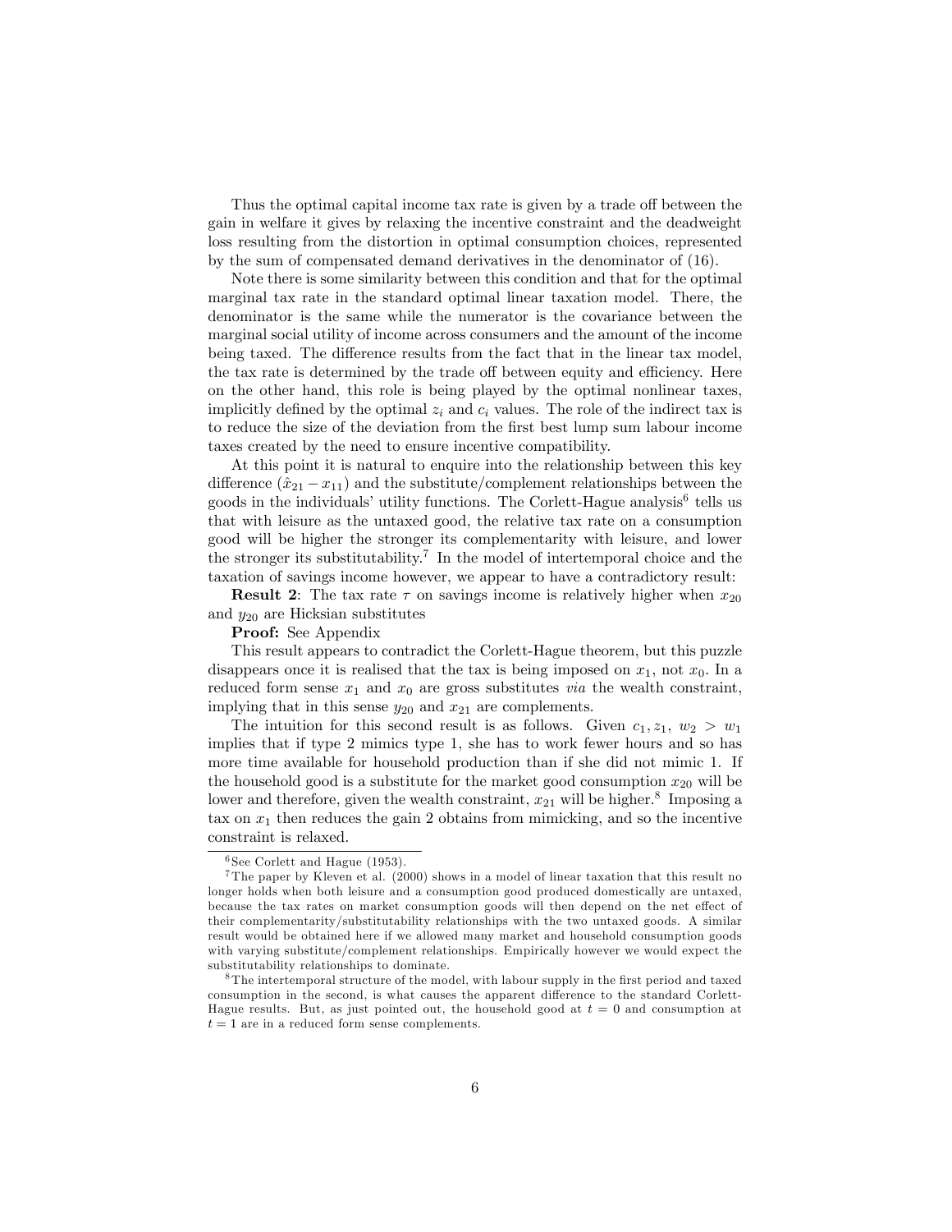Thus the optimal capital income tax rate is given by a trade off between the gain in welfare it gives by relaxing the incentive constraint and the deadweight loss resulting from the distortion in optimal consumption choices, represented by the sum of compensated demand derivatives in the denominator of (16).

Note there is some similarity between this condition and that for the optimal marginal tax rate in the standard optimal linear taxation model. There, the denominator is the same while the numerator is the covariance between the marginal social utility of income across consumers and the amount of the income being taxed. The difference results from the fact that in the linear tax model, the tax rate is determined by the trade off between equity and efficiency. Here on the other hand, this role is being played by the optimal nonlinear taxes, implicitly defined by the optimal $z_i$ and $c_i$ values. The role of the indirect tax is to reduce the size of the deviation from the first best lump sum labour income taxes created by the need to ensure incentive compatibility.

At this point it is natural to enquire into the relationship between this key difference $(\hat{x}_{21} - x_{11})$ and the substitute/complement relationships between the goods in the individuals' utility functions. The Corlett-Hague analysis[6] tells us that with leisure as the untaxed good, the relative tax rate on a consumption good will be higher the stronger its complementarity with leisure, and lower the stronger its substitutability.[7] In the model of intertemporal choice and the taxation of savings income however, we appear to have a contradictory result:

**Result 2**: The tax rate $\tau$ on savings income is relatively higher when $x_{20}$ and $y_{20}$ are Hicksian substitutes

**Proof:** See Appendix

This result appears to contradict the Corlett-Hague theorem, but this puzzle disappears once it is realised that the tax is being imposed on $x_1$, not $x_0$. In a reduced form sense $x_1$ and $x_0$ are gross substitutes *via* the wealth constraint, implying that in this sense $y_{20}$ and $x_{21}$ are complements.

The intuition for this second result is as follows. Given $c_1, z_1$, $w_2 > w_1$ implies that if type 2 mimics type 1, she has to work fewer hours and so has more time available for household production than if she did not mimic 1. If the household good is a substitute for the market good consumption $x_{20}$ will be lower and therefore, given the wealth constraint, $x_{21}$ will be higher.[8] Imposing a tax on $x_1$ then reduces the gain 2 obtains from mimicking, and so the incentive constraint is relaxed.

---

[6] See Corlett and Hague (1953).

[7] The paper by Kleven et al. (2000) shows in a model of linear taxation that this result no longer holds when both leisure and a consumption good produced domestically are untaxed, because the tax rates on market consumption goods will then depend on the net effect of their complementarity/substitutability relationships with the two untaxed goods. A similar result would be obtained here if we allowed many market and household consumption goods with varying substitute/complement relationships. Empirically however we would expect the substitutability relationships to dominate.

[8] The intertemporal structure of the model, with labour supply in the first period and taxed consumption in the second, is what causes the apparent difference to the standard Corlett-Hague results. But, as just pointed out, the household good at $t = 0$ and consumption at $t = 1$ are in a reduced form sense complements.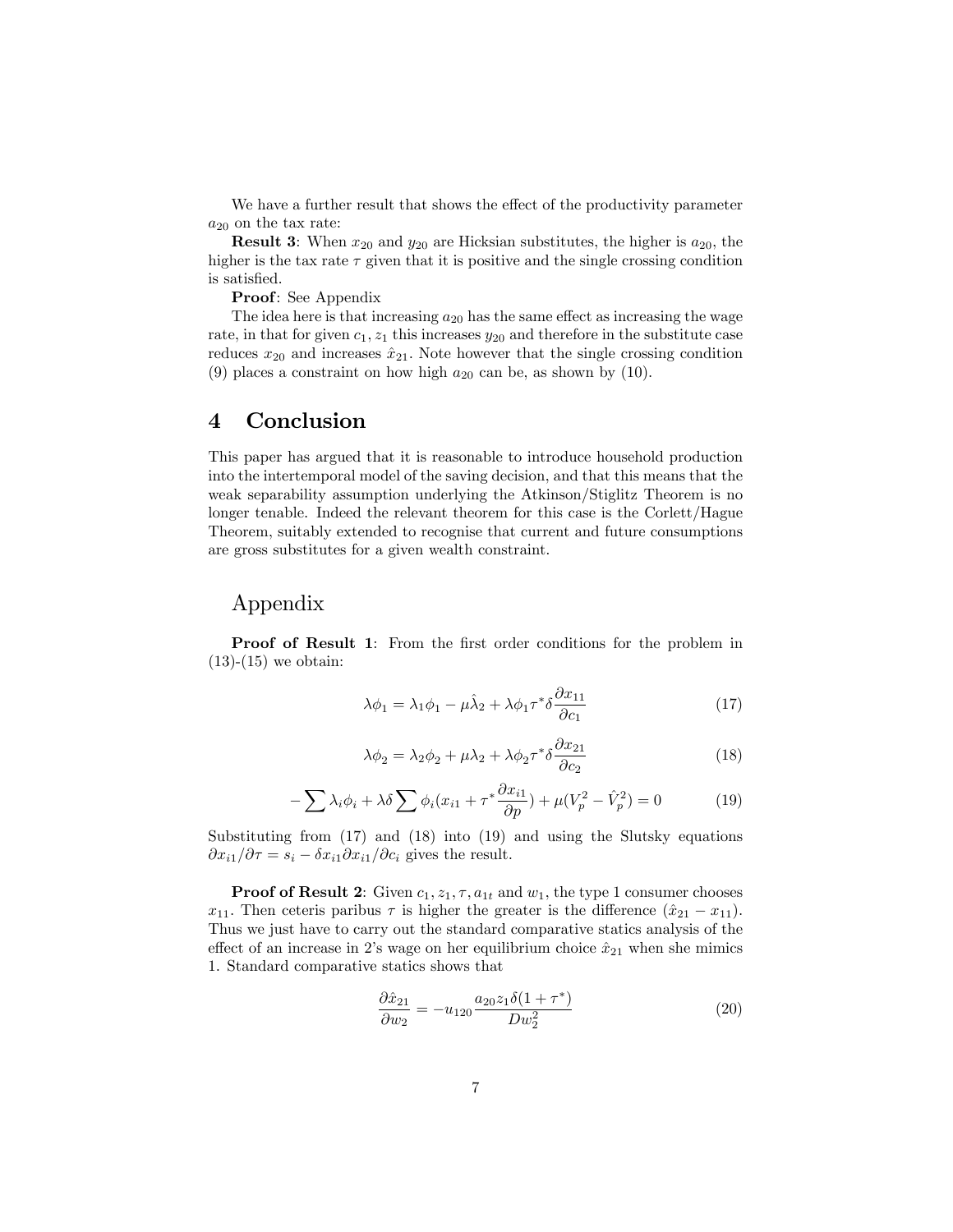We have a further result that shows the effect of the productivity parameter $a_{20}$ on the tax rate:

**Result 3**: When $x_{20}$ and $y_{20}$ are Hicksian substitutes, the higher is $a_{20}$, the higher is the tax rate $\tau$ given that it is positive and the single crossing condition is satisfied.

**Proof**: See Appendix

The idea here is that increasing $a_{20}$ has the same effect as increasing the wage rate, in that for given $c_1, z_1$ this increases $y_{20}$ and therefore in the substitute case reduces $x_{20}$ and increases $\hat{x}_{21}$. Note however that the single crossing condition (9) places a constraint on how high $a_{20}$ can be, as shown by (10).

## 4 Conclusion

This paper has argued that it is reasonable to introduce household production into the intertemporal model of the saving decision, and that this means that the weak separability assumption underlying the Atkinson/Stiglitz Theorem is no longer tenable. Indeed the relevant theorem for this case is the Corlett/Hague Theorem, suitably extended to recognise that current and future consumptions are gross substitutes for a given wealth constraint.

## Appendix

**Proof of Result 1**: From the first order conditions for the problem in (13)-(15) we obtain:

$$\lambda\phi_1 = \lambda_1\phi_1 - \mu\hat{\lambda}_2 + \lambda\phi_1\tau^*\delta\frac{\partial x_{11}}{\partial c_1} \tag{17}$$

$$\lambda\phi_2 = \lambda_2\phi_2 + \mu\lambda_2 + \lambda\phi_2\tau^*\delta\frac{\partial x_{21}}{\partial c_2} \tag{18}$$

$$-\sum \lambda_i\phi_i + \lambda\delta\sum \phi_i(x_{i1} + \tau^*\frac{\partial x_{i1}}{\partial p}) + \mu(V_p^2 - \hat{V}_p^2) = 0 \tag{19}$$

Substituting from (17) and (18) into (19) and using the Slutsky equations $\partial x_{i1}/\partial\tau = s_i - \delta x_{i1}\partial x_{i1}/\partial c_i$ gives the result.

**Proof of Result 2**: Given $c_1, z_1, \tau, a_{1t}$ and $w_1$, the type 1 consumer chooses $x_{11}$. Then ceteris paribus $\tau$ is higher the greater is the difference $(\hat{x}_{21} - x_{11})$. Thus we just have to carry out the standard comparative statics analysis of the effect of an increase in 2's wage on her equilibrium choice $\hat{x}_{21}$ when she mimics 1. Standard comparative statics shows that

$$\frac{\partial\hat{x}_{21}}{\partial w_2} = -u_{120}\frac{a_{20}z_1\delta(1+\tau^*)}{Dw_2^2} \tag{20}$$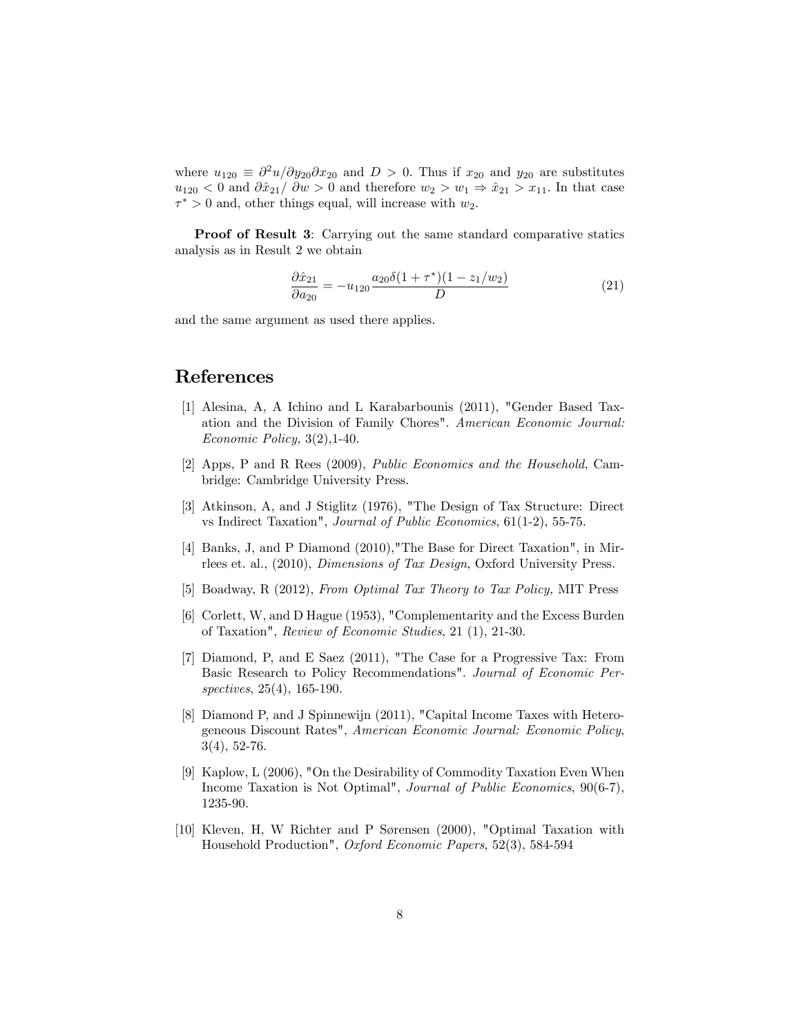where $u_{120} \equiv \partial^2 u/\partial y_{20}\partial x_{20}$ and $D > 0$. Thus if $x_{20}$ and $y_{20}$ are substitutes $u_{120} < 0$ and $\partial \hat{x}_{21}/\partial w > 0$ and therefore $w_2 > w_1 \Rightarrow \hat{x}_{21} > x_{11}$. In that case $\tau^* > 0$ and, other things equal, will increase with $w_2$.

**Proof of Result 3**: Carrying out the same standard comparative statics analysis as in Result 2 we obtain

$$\frac{\partial \hat{x}_{21}}{\partial a_{20}} = -u_{120}\frac{a_{20}\delta(1+\tau^*)(1-z_1/w_2)}{D} \tag{21}$$

and the same argument as used there applies.

## References

[1] Alesina, A, A Ichino and L Karabarbounis (2011), "Gender Based Taxation and the Division of Family Chores". *American Economic Journal: Economic Policy,* 3(2),1-40.

[2] Apps, P and R Rees (2009), *Public Economics and the Household*, Cambridge: Cambridge University Press.

[3] Atkinson, A, and J Stiglitz (1976), "The Design of Tax Structure: Direct vs Indirect Taxation", *Journal of Public Economics*, 61(1-2), 55-75.

[4] Banks, J, and P Diamond (2010),"The Base for Direct Taxation", in Mirrlees et. al., (2010), *Dimensions of Tax Design*, Oxford University Press.

[5] Boadway, R (2012), *From Optimal Tax Theory to Tax Policy,* MIT Press

[6] Corlett, W, and D Hague (1953), "Complementarity and the Excess Burden of Taxation", *Review of Economic Studies*, 21 (1), 21-30.

[7] Diamond, P, and E Saez (2011), "The Case for a Progressive Tax: From Basic Research to Policy Recommendations". *Journal of Economic Perspectives*, 25(4), 165-190.

[8] Diamond P, and J Spinnewijn (2011), "Capital Income Taxes with Heterogeneous Discount Rates", *American Economic Journal: Economic Policy*, 3(4), 52-76.

[9] Kaplow, L (2006), "On the Desirability of Commodity Taxation Even When Income Taxation is Not Optimal", *Journal of Public Economics*, 90(6-7), 1235-90.

[10] Kleven, H, W Richter and P Sørensen (2000), "Optimal Taxation with Household Production", *Oxford Economic Papers*, 52(3), 584-594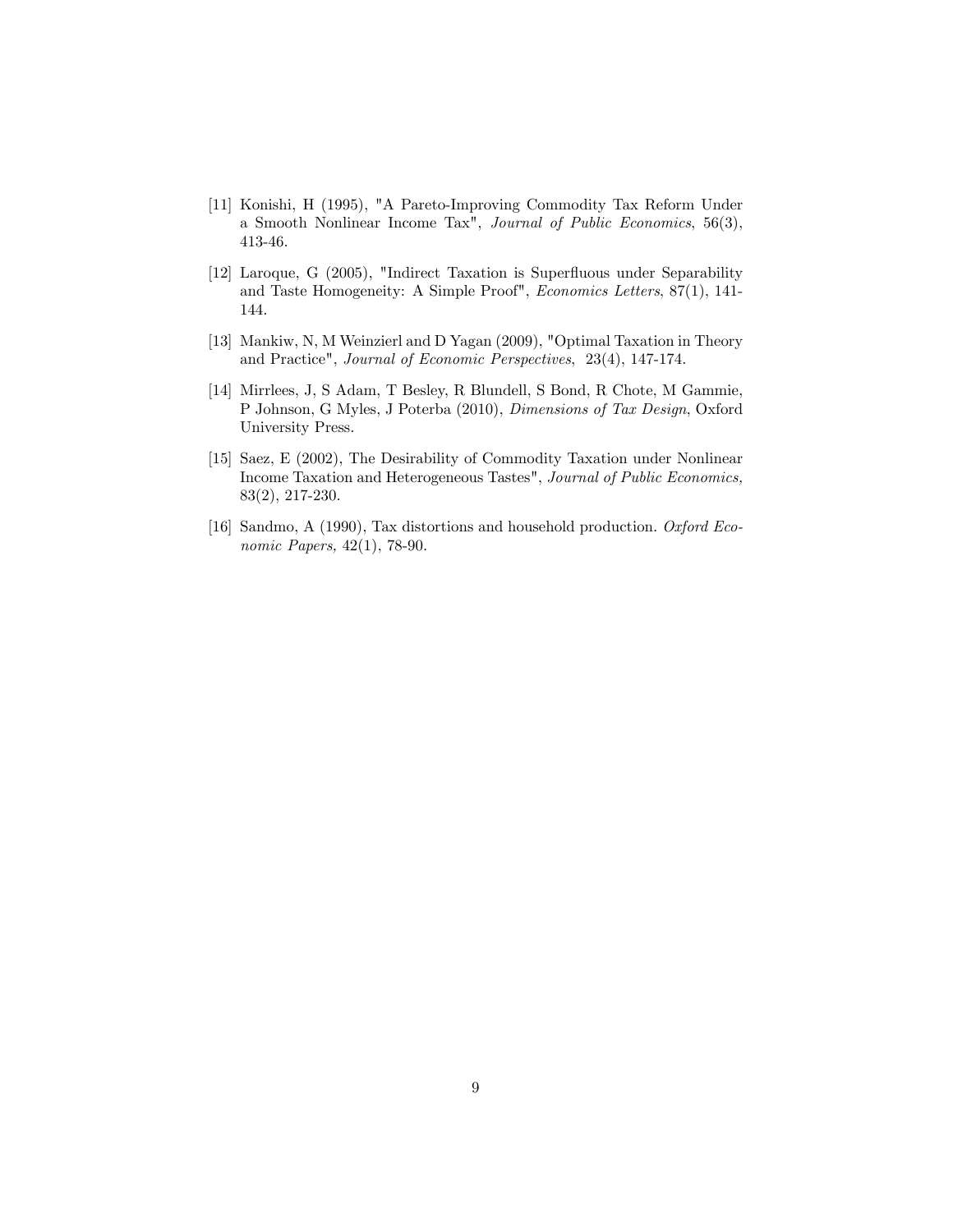[11] Konishi, H (1995), "A Pareto-Improving Commodity Tax Reform Under a Smooth Nonlinear Income Tax", *Journal of Public Economics*, 56(3), 413-46.

[12] Laroque, G (2005), "Indirect Taxation is Superfluous under Separability and Taste Homogeneity: A Simple Proof", *Economics Letters*, 87(1), 141-144.

[13] Mankiw, N, M Weinzierl and D Yagan (2009), "Optimal Taxation in Theory and Practice", *Journal of Economic Perspectives*, 23(4), 147-174.

[14] Mirrlees, J, S Adam, T Besley, R Blundell, S Bond, R Chote, M Gammie, P Johnson, G Myles, J Poterba (2010), *Dimensions of Tax Design*, Oxford University Press.

[15] Saez, E (2002), The Desirability of Commodity Taxation under Nonlinear Income Taxation and Heterogeneous Tastes", *Journal of Public Economics,* 83(2), 217-230.

[16] Sandmo, A (1990), Tax distortions and household production. *Oxford Economic Papers,* 42(1), 78-90.